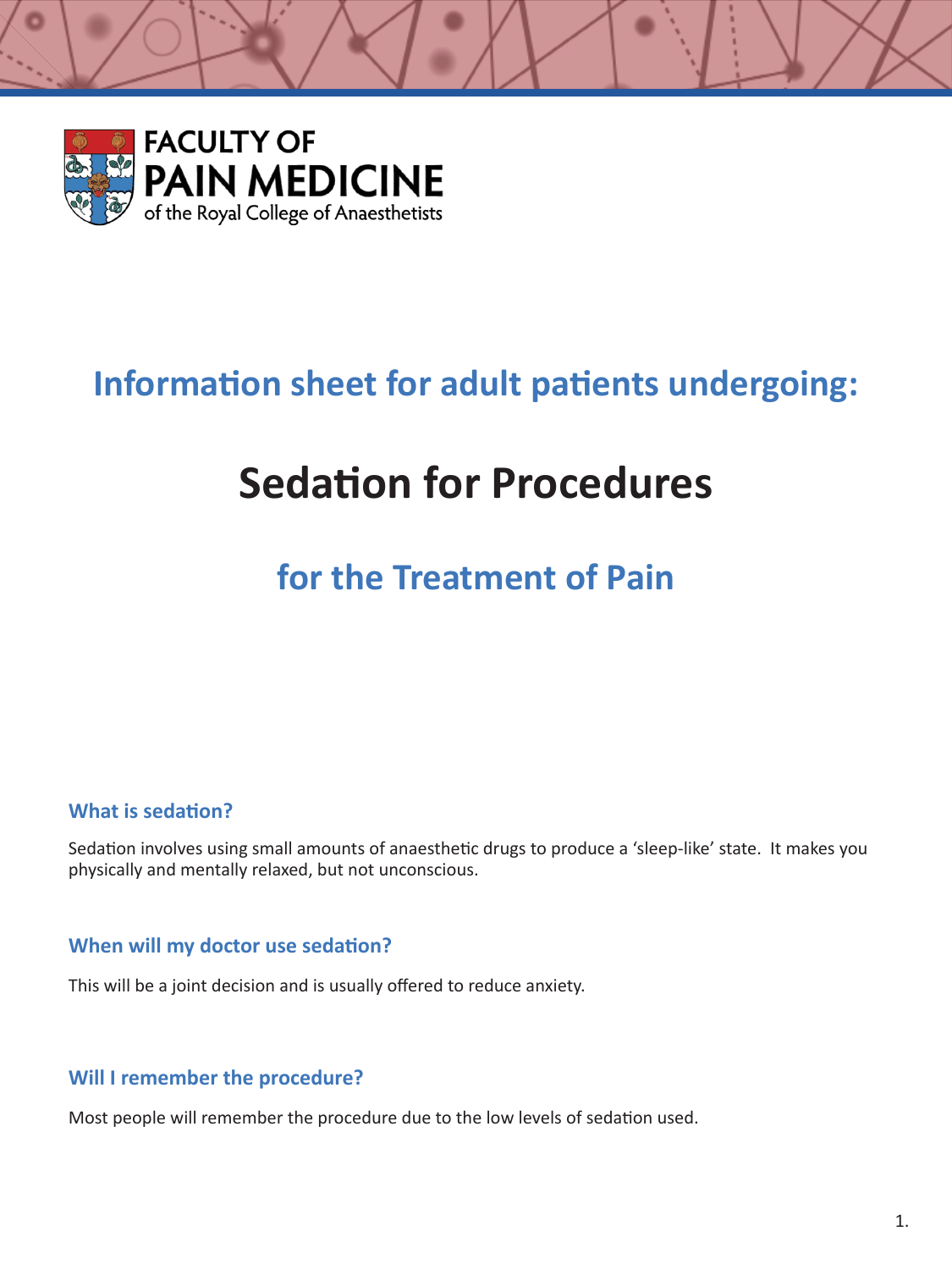FACULTY OF
PAIN MEDICINE
of the Royal College of Anaesthetists

## Information sheet for adult patients undergoing:

# Sedation for Procedures

## for the Treatment of Pain

### What is sedation?

Sedation involves using small amounts of anaesthetic drugs to produce a 'sleep-like' state. It makes you physically and mentally relaxed, but not unconscious.

### When will my doctor use sedation?

This will be a joint decision and is usually offered to reduce anxiety.

### Will I remember the procedure?

Most people will remember the procedure due to the low levels of sedation used.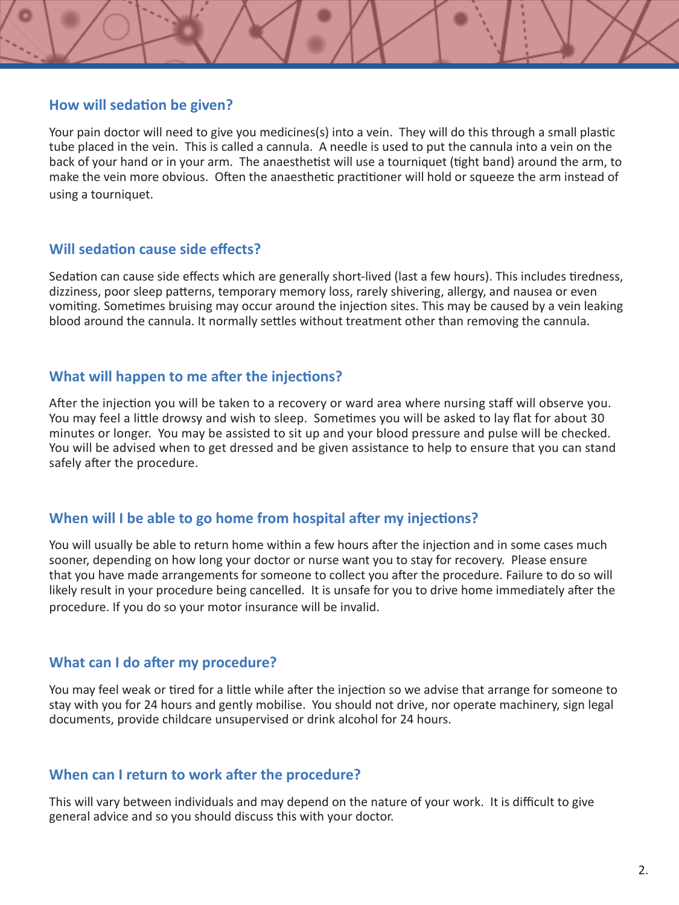## How will sedation be given?

Your pain doctor will need to give you medicines(s) into a vein. They will do this through a small plastic tube placed in the vein. This is called a cannula. A needle is used to put the cannula into a vein on the back of your hand or in your arm. The anaesthetist will use a tourniquet (tight band) around the arm, to make the vein more obvious. Often the anaesthetic practitioner will hold or squeeze the arm instead of using a tourniquet.

## Will sedation cause side effects?

Sedation can cause side effects which are generally short-lived (last a few hours). This includes tiredness, dizziness, poor sleep patterns, temporary memory loss, rarely shivering, allergy, and nausea or even vomiting. Sometimes bruising may occur around the injection sites. This may be caused by a vein leaking blood around the cannula. It normally settles without treatment other than removing the cannula.

## What will happen to me after the injections?

After the injection you will be taken to a recovery or ward area where nursing staff will observe you. You may feel a little drowsy and wish to sleep. Sometimes you will be asked to lay flat for about 30 minutes or longer. You may be assisted to sit up and your blood pressure and pulse will be checked. You will be advised when to get dressed and be given assistance to help to ensure that you can stand safely after the procedure.

## When will I be able to go home from hospital after my injections?

You will usually be able to return home within a few hours after the injection and in some cases much sooner, depending on how long your doctor or nurse want you to stay for recovery. Please ensure that you have made arrangements for someone to collect you after the procedure. Failure to do so will likely result in your procedure being cancelled. It is unsafe for you to drive home immediately after the procedure. If you do so your motor insurance will be invalid.

## What can I do after my procedure?

You may feel weak or tired for a little while after the injection so we advise that arrange for someone to stay with you for 24 hours and gently mobilise. You should not drive, nor operate machinery, sign legal documents, provide childcare unsupervised or drink alcohol for 24 hours.

## When can I return to work after the procedure?

This will vary between individuals and may depend on the nature of your work. It is difficult to give general advice and so you should discuss this with your doctor.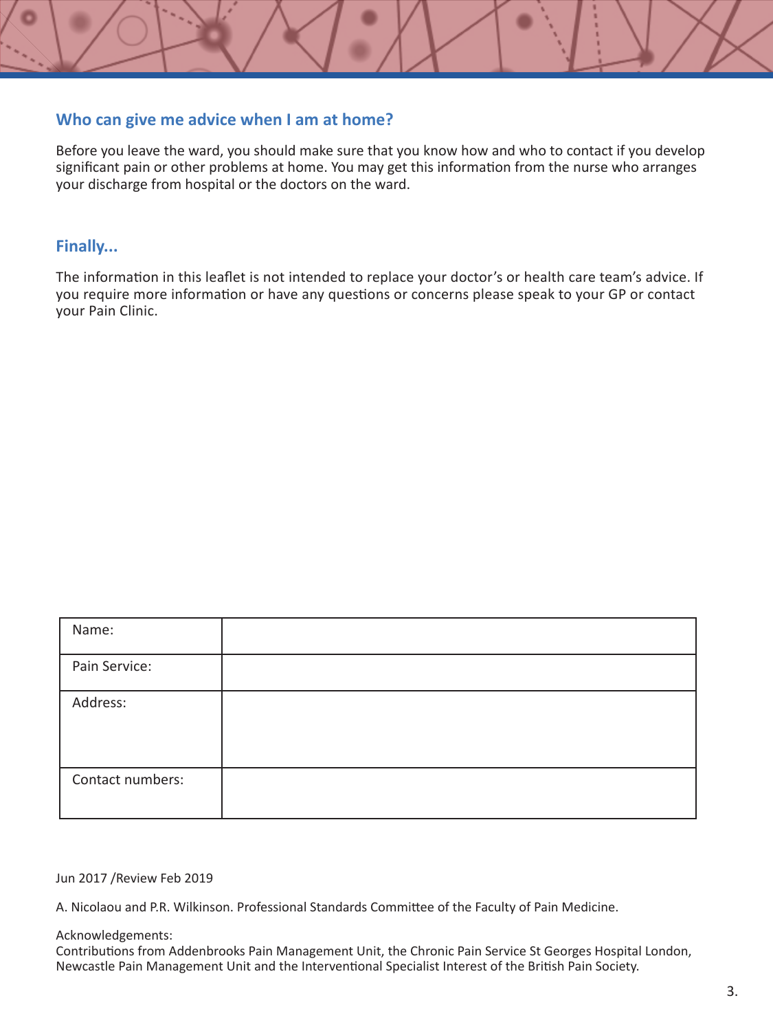## Who can give me advice when I am at home?

Before you leave the ward, you should make sure that you know how and who to contact if you develop significant pain or other problems at home. You may get this information from the nurse who arranges your discharge from hospital or the doctors on the ward.

## Finally...

The information in this leaflet is not intended to replace your doctor's or health care team's advice. If you require more information or have any questions or concerns please speak to your GP or contact your Pain Clinic.

| | |
|---|---|
| Name: | |
| Pain Service: | |
| Address: | |
| Contact numbers: | |

Jun 2017 /Review Feb 2019

A. Nicolaou and P.R. Wilkinson. Professional Standards Committee of the Faculty of Pain Medicine.

Acknowledgements:
Contributions from Addenbrooks Pain Management Unit, the Chronic Pain Service St Georges Hospital London, Newcastle Pain Management Unit and the Interventional Specialist Interest of the British Pain Society.